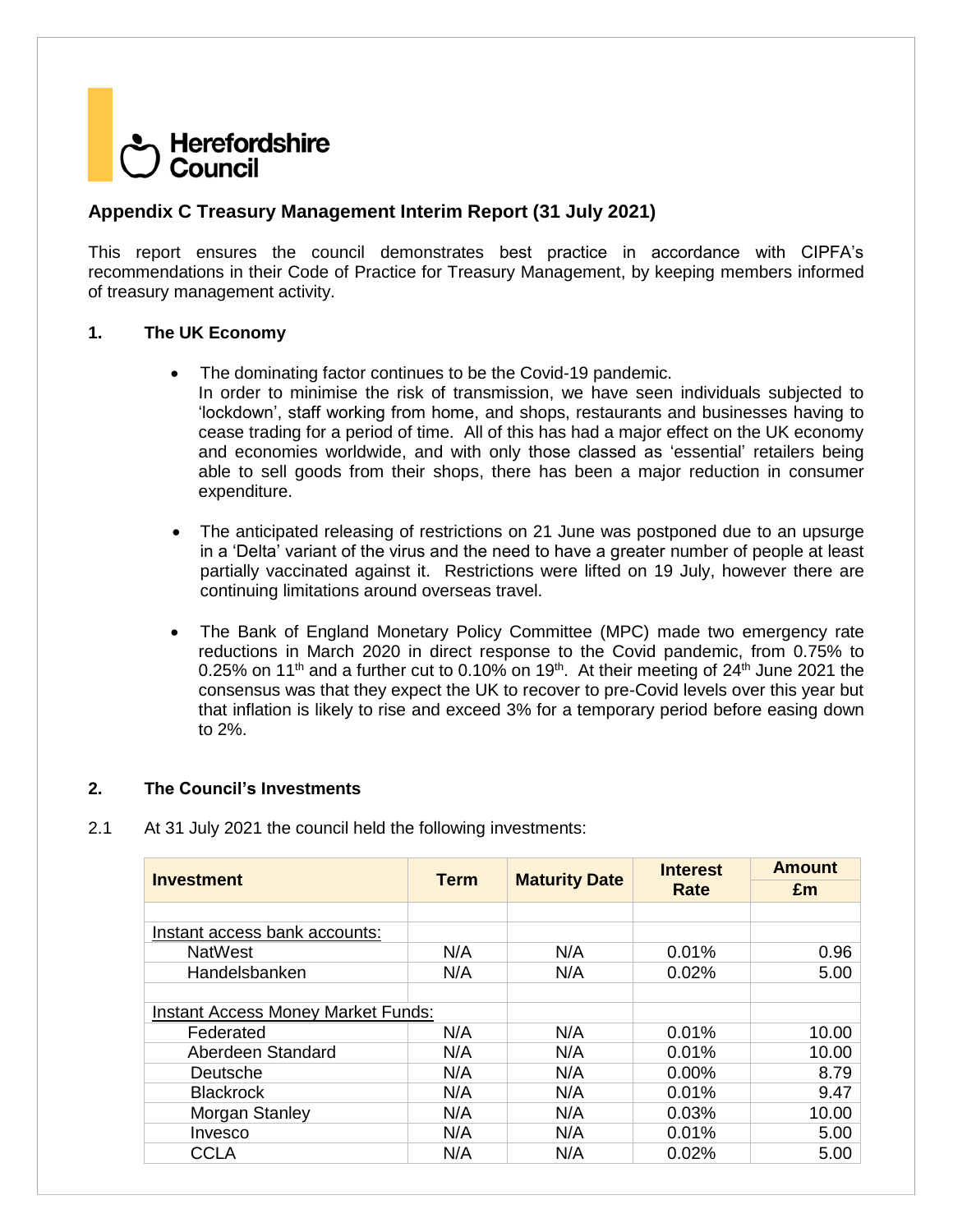Herefordshire Council

## Appendix C Treasury Management Interim Report (31 July 2021)

This report ensures the council demonstrates best practice in accordance with CIPFA's recommendations in their Code of Practice for Treasury Management, by keeping members informed of treasury management activity.

### 1. The UK Economy

- The dominating factor continues to be the Covid-19 pandemic.
  In order to minimise the risk of transmission, we have seen individuals subjected to 'lockdown', staff working from home, and shops, restaurants and businesses having to cease trading for a period of time. All of this has had a major effect on the UK economy and economies worldwide, and with only those classed as 'essential' retailers being able to sell goods from their shops, there has been a major reduction in consumer expenditure.

- The anticipated releasing of restrictions on 21 June was postponed due to an upsurge in a 'Delta' variant of the virus and the need to have a greater number of people at least partially vaccinated against it. Restrictions were lifted on 19 July, however there are continuing limitations around overseas travel.

- The Bank of England Monetary Policy Committee (MPC) made two emergency rate reductions in March 2020 in direct response to the Covid pandemic, from 0.75% to 0.25% on 11th and a further cut to 0.10% on 19th. At their meeting of 24th June 2021 the consensus was that they expect the UK to recover to pre-Covid levels over this year but that inflation is likely to rise and exceed 3% for a temporary period before easing down to 2%.

### 2. The Council's Investments

2.1 At 31 July 2021 the council held the following investments:

| Investment | Term | Maturity Date | Interest Rate | Amount £m |
|---|---|---|---|---|
| | | | | |
| Instant access bank accounts: | | | | |
| NatWest | N/A | N/A | 0.01% | 0.96 |
| Handelsbanken | N/A | N/A | 0.02% | 5.00 |
| | | | | |
| Instant Access Money Market Funds: | | | | |
| Federated | N/A | N/A | 0.01% | 10.00 |
| Aberdeen Standard | N/A | N/A | 0.01% | 10.00 |
| Deutsche | N/A | N/A | 0.00% | 8.79 |
| Blackrock | N/A | N/A | 0.01% | 9.47 |
| Morgan Stanley | N/A | N/A | 0.03% | 10.00 |
| Invesco | N/A | N/A | 0.01% | 5.00 |
| CCLA | N/A | N/A | 0.02% | 5.00 |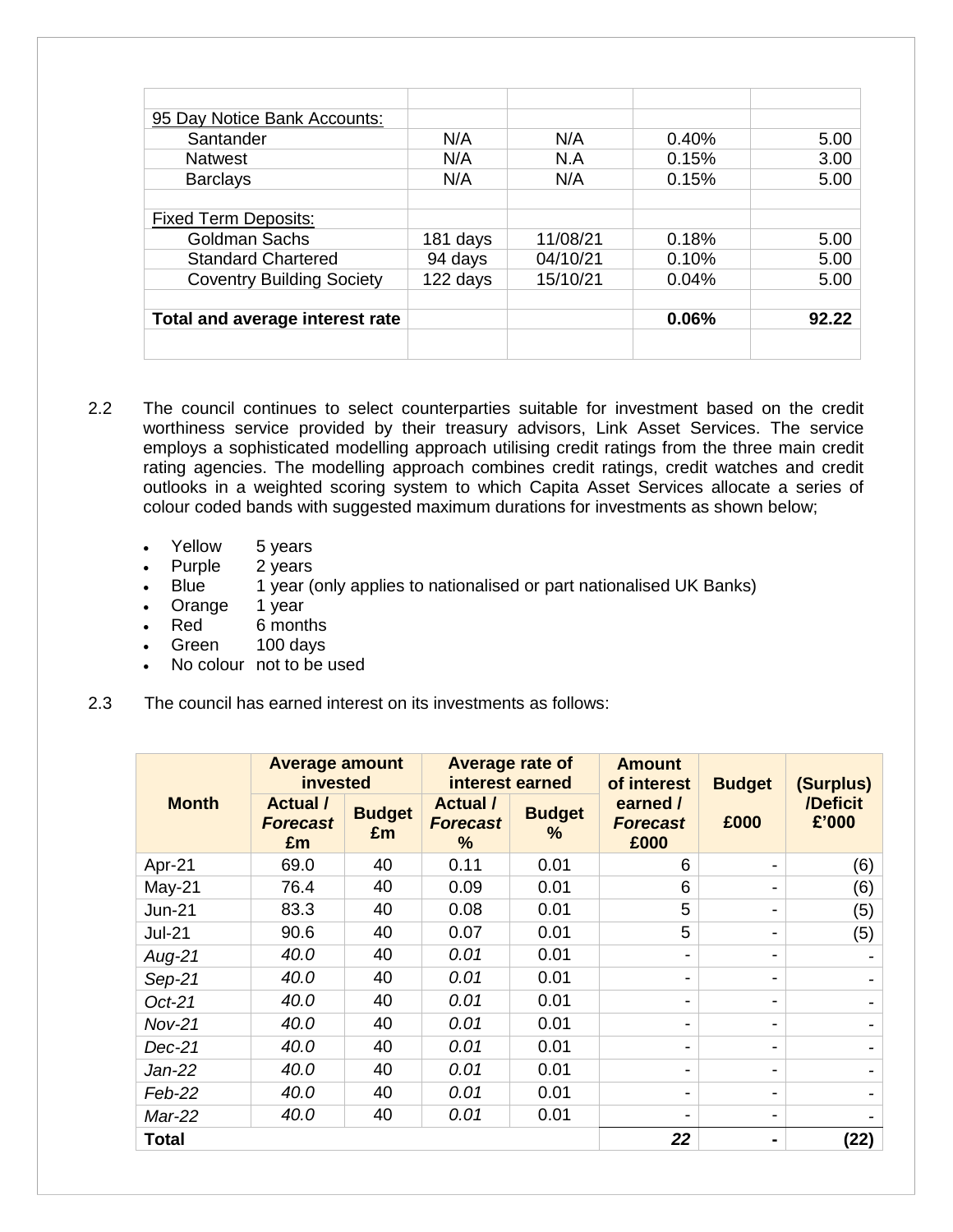| | | | | |
|---|---|---|---|---|
| 95 Day Notice Bank Accounts: | | | | |
| Santander | N/A | N/A | 0.40% | 5.00 |
| Natwest | N/A | N.A | 0.15% | 3.00 |
| Barclays | N/A | N/A | 0.15% | 5.00 |
| | | | | |
| Fixed Term Deposits: | | | | |
| Goldman Sachs | 181 days | 11/08/21 | 0.18% | 5.00 |
| Standard Chartered | 94 days | 04/10/21 | 0.10% | 5.00 |
| Coventry Building Society | 122 days | 15/10/21 | 0.04% | 5.00 |
| | | | | |
| **Total and average interest rate** | | | **0.06%** | **92.22** |

2.2 The council continues to select counterparties suitable for investment based on the credit worthiness service provided by their treasury advisors, Link Asset Services. The service employs a sophisticated modelling approach utilising credit ratings from the three main credit rating agencies. The modelling approach combines credit ratings, credit watches and credit outlooks in a weighted scoring system to which Capita Asset Services allocate a series of colour coded bands with suggested maximum durations for investments as shown below;

- Yellow 5 years
- Purple 2 years
- Blue 1 year (only applies to nationalised or part nationalised UK Banks)
- Orange 1 year
- Red 6 months
- Green 100 days
- No colour not to be used

2.3 The council has earned interest on its investments as follows:

| **Month** | **Average amount invested** | | **Average rate of interest earned** | | **Amount of interest earned / *Forecast* £000** | **Budget £000** | **(Surplus) /Deficit £'000** |
|---|---|---|---|---|---|---|---|
| | **Actual / *Forecast* £m** | **Budget £m** | **Actual / *Forecast* %** | **Budget %** | | | |
| Apr-21 | 69.0 | 40 | 0.11 | 0.01 | 6 | - | (6) |
| May-21 | 76.4 | 40 | 0.09 | 0.01 | 6 | - | (6) |
| Jun-21 | 83.3 | 40 | 0.08 | 0.01 | 5 | - | (5) |
| Jul-21 | 90.6 | 40 | 0.07 | 0.01 | 5 | - | (5) |
| *Aug-21* | *40.0* | 40 | *0.01* | 0.01 | - | - | - |
| *Sep-21* | *40.0* | 40 | *0.01* | 0.01 | - | - | - |
| *Oct-21* | *40.0* | 40 | *0.01* | 0.01 | - | - | - |
| *Nov-21* | *40.0* | 40 | *0.01* | 0.01 | - | - | - |
| *Dec-21* | *40.0* | 40 | *0.01* | 0.01 | - | - | - |
| *Jan-22* | *40.0* | 40 | *0.01* | 0.01 | - | - | - |
| *Feb-22* | *40.0* | 40 | *0.01* | 0.01 | - | - | - |
| *Mar-22* | *40.0* | 40 | *0.01* | 0.01 | - | - | - |
| **Total** | | | | | ***22*** | **-** | **(22)** |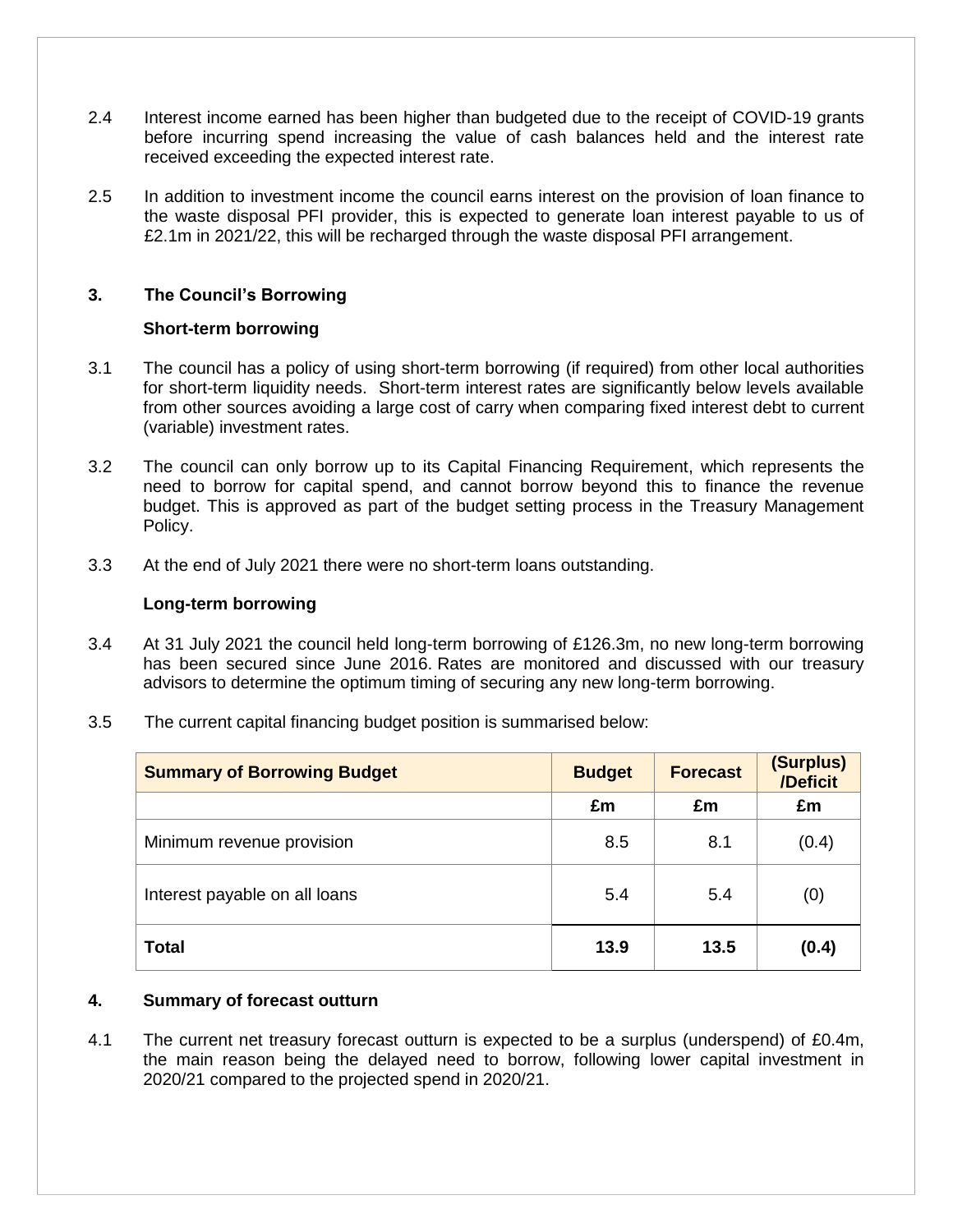2.4 Interest income earned has been higher than budgeted due to the receipt of COVID-19 grants before incurring spend increasing the value of cash balances held and the interest rate received exceeding the expected interest rate.

2.5 In addition to investment income the council earns interest on the provision of loan finance to the waste disposal PFI provider, this is expected to generate loan interest payable to us of £2.1m in 2021/22, this will be recharged through the waste disposal PFI arrangement.

## 3. The Council's Borrowing

### Short-term borrowing

3.1 The council has a policy of using short-term borrowing (if required) from other local authorities for short-term liquidity needs. Short-term interest rates are significantly below levels available from other sources avoiding a large cost of carry when comparing fixed interest debt to current (variable) investment rates.

3.2 The council can only borrow up to its Capital Financing Requirement, which represents the need to borrow for capital spend, and cannot borrow beyond this to finance the revenue budget. This is approved as part of the budget setting process in the Treasury Management Policy.

3.3 At the end of July 2021 there were no short-term loans outstanding.

### Long-term borrowing

3.4 At 31 July 2021 the council held long-term borrowing of £126.3m, no new long-term borrowing has been secured since June 2016. Rates are monitored and discussed with our treasury advisors to determine the optimum timing of securing any new long-term borrowing.

3.5 The current capital financing budget position is summarised below:

| Summary of Borrowing Budget | Budget | Forecast | (Surplus) /Deficit |
|---|---|---|---|
| | £m | £m | £m |
| Minimum revenue provision | 8.5 | 8.1 | (0.4) |
| Interest payable on all loans | 5.4 | 5.4 | (0) |
| **Total** | **13.9** | **13.5** | **(0.4)** |

## 4. Summary of forecast outturn

4.1 The current net treasury forecast outturn is expected to be a surplus (underspend) of £0.4m, the main reason being the delayed need to borrow, following lower capital investment in 2020/21 compared to the projected spend in 2020/21.